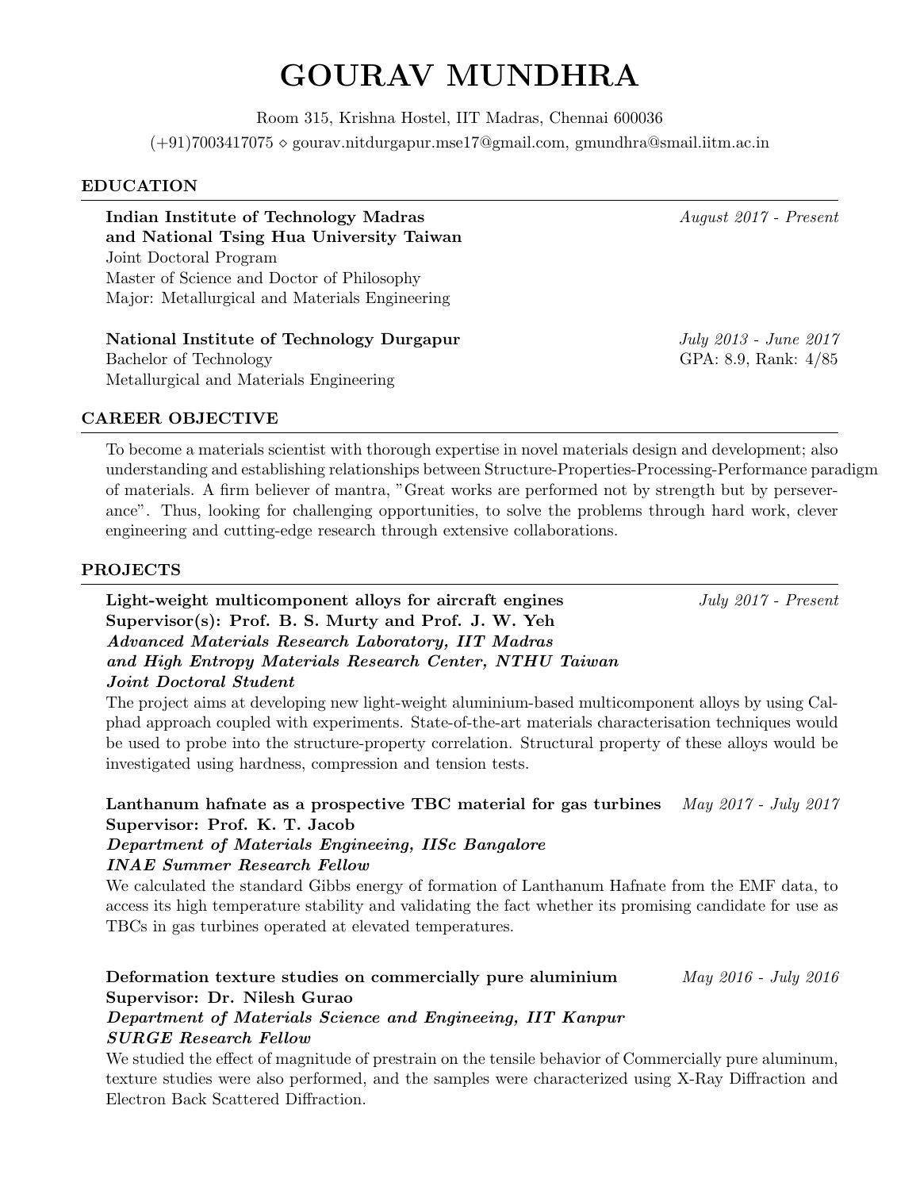# GOURAV MUNDHRA

Room 315, Krishna Hostel, IIT Madras, Chennai 600036

(+91)7003417075 ⋄ gourav.nitdurgapur.mse17@gmail.com, gmundhra@smail.iitm.ac.in

## EDUCATION

**Indian Institute of Technology Madras and National Tsing Hua University Taiwan** — *August 2017 - Present*
Joint Doctoral Program
Master of Science and Doctor of Philosophy
Major: Metallurgical and Materials Engineering

**National Institute of Technology Durgapur** — *July 2013 - June 2017*
Bachelor of Technology — GPA: 8.9, Rank: 4/85
Metallurgical and Materials Engineering

## CAREER OBJECTIVE

To become a materials scientist with thorough expertise in novel materials design and development; also understanding and establishing relationships between Structure-Properties-Processing-Performance paradigm of materials. A firm believer of mantra, "Great works are performed not by strength but by perseverance". Thus, looking for challenging opportunities, to solve the problems through hard work, clever engineering and cutting-edge research through extensive collaborations.

## PROJECTS

**Light-weight multicomponent alloys for aircraft engines** — *July 2017 - Present*
**Supervisor(s): Prof. B. S. Murty and Prof. J. W. Yeh**
***Advanced Materials Research Laboratory, IIT Madras and High Entropy Materials Research Center, NTHU Taiwan***
***Joint Doctoral Student***
The project aims at developing new light-weight aluminium-based multicomponent alloys by using Calphad approach coupled with experiments. State-of-the-art materials characterisation techniques would be used to probe into the structure-property correlation. Structural property of these alloys would be investigated using hardness, compression and tension tests.

**Lanthanum hafnate as a prospective TBC material for gas turbines** — *May 2017 - July 2017*
**Supervisor: Prof. K. T. Jacob**
***Department of Materials Engineeing, IISc Bangalore***
***INAE Summer Research Fellow***
We calculated the standard Gibbs energy of formation of Lanthanum Hafnate from the EMF data, to access its high temperature stability and validating the fact whether its promising candidate for use as TBCs in gas turbines operated at elevated temperatures.

**Deformation texture studies on commercially pure aluminium** — *May 2016 - July 2016*
**Supervisor: Dr. Nilesh Gurao**
***Department of Materials Science and Engineering, IIT Kanpur***
***SURGE Research Fellow***
We studied the effect of magnitude of prestrain on the tensile behavior of Commercially pure aluminum, texture studies were also performed, and the samples were characterized using X-Ray Diffraction and Electron Back Scattered Diffraction.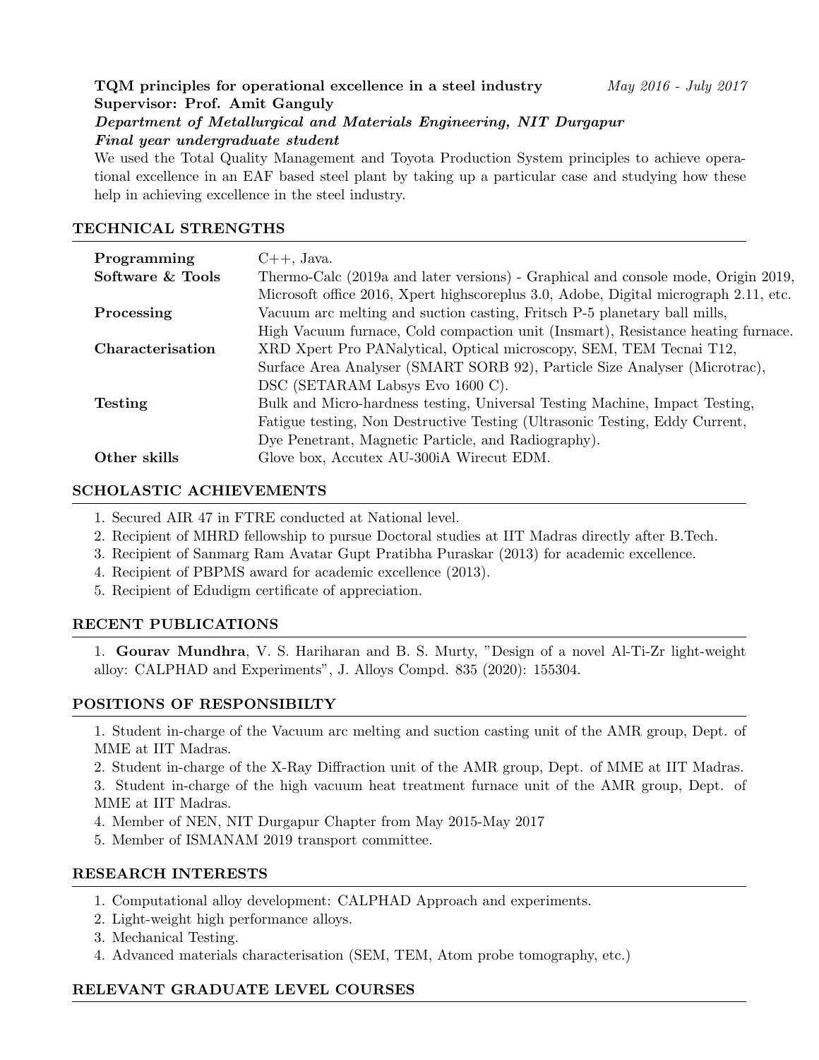**TQM principles for operational excellence in a steel industry** *May 2016 - July 2017*
**Supervisor: Prof. Amit Ganguly**
***Department of Metallurgical and Materials Engineering, NIT Durgapur***
***Final year undergraduate student***
We used the Total Quality Management and Toyota Production System principles to achieve operational excellence in an EAF based steel plant by taking up a particular case and studying how these help in achieving excellence in the steel industry.

## TECHNICAL STRENGTHS

| | |
|---|---|
| **Programming** | C++, Java. |
| **Software & Tools** | Thermo-Calc (2019a and later versions) - Graphical and console mode, Origin 2019, Microsoft office 2016, Xpert highscoreplus 3.0, Adobe, Digital micrograph 2.11, etc. |
| **Processing** | Vacuum arc melting and suction casting, Fritsch P-5 planetary ball mills, High Vacuum furnace, Cold compaction unit (Insmart), Resistance heating furnace. |
| **Characterisation** | XRD Xpert Pro PANalytical, Optical microscopy, SEM, TEM Tecnai T12, Surface Area Analyser (SMART SORB 92), Particle Size Analyser (Microtrac), DSC (SETARAM Labsys Evo 1600 C). |
| **Testing** | Bulk and Micro-hardness testing, Universal Testing Machine, Impact Testing, Fatigue testing, Non Destructive Testing (Ultrasonic Testing, Eddy Current, Dye Penetrant, Magnetic Particle, and Radiography). |
| **Other skills** | Glove box, Accutex AU-300iA Wirecut EDM. |

## SCHOLASTIC ACHIEVEMENTS

1. Secured AIR 47 in FTRE conducted at National level.
2. Recipient of MHRD fellowship to pursue Doctoral studies at IIT Madras directly after B.Tech.
3. Recipient of Sanmarg Ram Avatar Gupt Pratibha Puraskar (2013) for academic excellence.
4. Recipient of PBPMS award for academic excellence (2013).
5. Recipient of Edudigm certificate of appreciation.

## RECENT PUBLICATIONS

1. **Gourav Mundhra**, V. S. Hariharan and B. S. Murty, "Design of a novel Al-Ti-Zr light-weight alloy: CALPHAD and Experiments", J. Alloys Compd. 835 (2020): 155304.

## POSITIONS OF RESPONSIBILTY

1. Student in-charge of the Vacuum arc melting and suction casting unit of the AMR group, Dept. of MME at IIT Madras.
2. Student in-charge of the X-Ray Diffraction unit of the AMR group, Dept. of MME at IIT Madras.
3. Student in-charge of the high vacuum heat treatment furnace unit of the AMR group, Dept. of MME at IIT Madras.
4. Member of NEN, NIT Durgapur Chapter from May 2015-May 2017
5. Member of ISMANAM 2019 transport committee.

## RESEARCH INTERESTS

1. Computational alloy development: CALPHAD Approach and experiments.
2. Light-weight high performance alloys.
3. Mechanical Testing.
4. Advanced materials characterisation (SEM, TEM, Atom probe tomography, etc.)

## RELEVANT GRADUATE LEVEL COURSES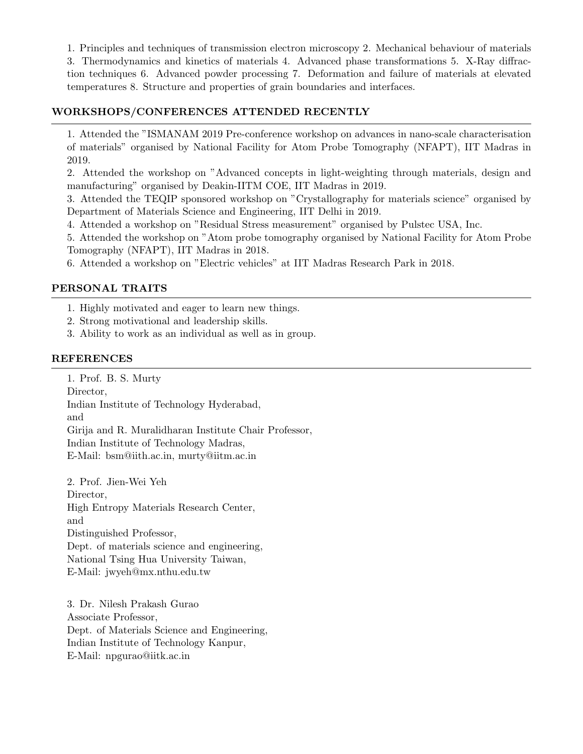1. Principles and techniques of transmission electron microscopy 2. Mechanical behaviour of materials 3. Thermodynamics and kinetics of materials 4. Advanced phase transformations 5. X-Ray diffraction techniques 6. Advanced powder processing 7. Deformation and failure of materials at elevated temperatures 8. Structure and properties of grain boundaries and interfaces.

## WORKSHOPS/CONFERENCES ATTENDED RECENTLY

1. Attended the "ISMANAM 2019 Pre-conference workshop on advances in nano-scale characterisation of materials" organised by National Facility for Atom Probe Tomography (NFAPT), IIT Madras in 2019.
2. Attended the workshop on "Advanced concepts in light-weighting through materials, design and manufacturing" organised by Deakin-IITM COE, IIT Madras in 2019.
3. Attended the TEQIP sponsored workshop on "Crystallography for materials science" organised by Department of Materials Science and Engineering, IIT Delhi in 2019.
4. Attended a workshop on "Residual Stress measurement" organised by Pulstec USA, Inc.
5. Attended the workshop on "Atom probe tomography organised by National Facility for Atom Probe Tomography (NFAPT), IIT Madras in 2018.
6. Attended a workshop on "Electric vehicles" at IIT Madras Research Park in 2018.

## PERSONAL TRAITS

1. Highly motivated and eager to learn new things.
2. Strong motivational and leadership skills.
3. Ability to work as an individual as well as in group.

## REFERENCES

1. Prof. B. S. Murty
Director,
Indian Institute of Technology Hyderabad,
and
Girija and R. Muralidharan Institute Chair Professor,
Indian Institute of Technology Madras,
E-Mail: bsm@iith.ac.in, murty@iitm.ac.in

2. Prof. Jien-Wei Yeh
Director,
High Entropy Materials Research Center,
and
Distinguished Professor,
Dept. of materials science and engineering,
National Tsing Hua University Taiwan,
E-Mail: jwyeh@mx.nthu.edu.tw

3. Dr. Nilesh Prakash Gurao
Associate Professor,
Dept. of Materials Science and Engineering,
Indian Institute of Technology Kanpur,
E-Mail: npgurao@iitk.ac.in